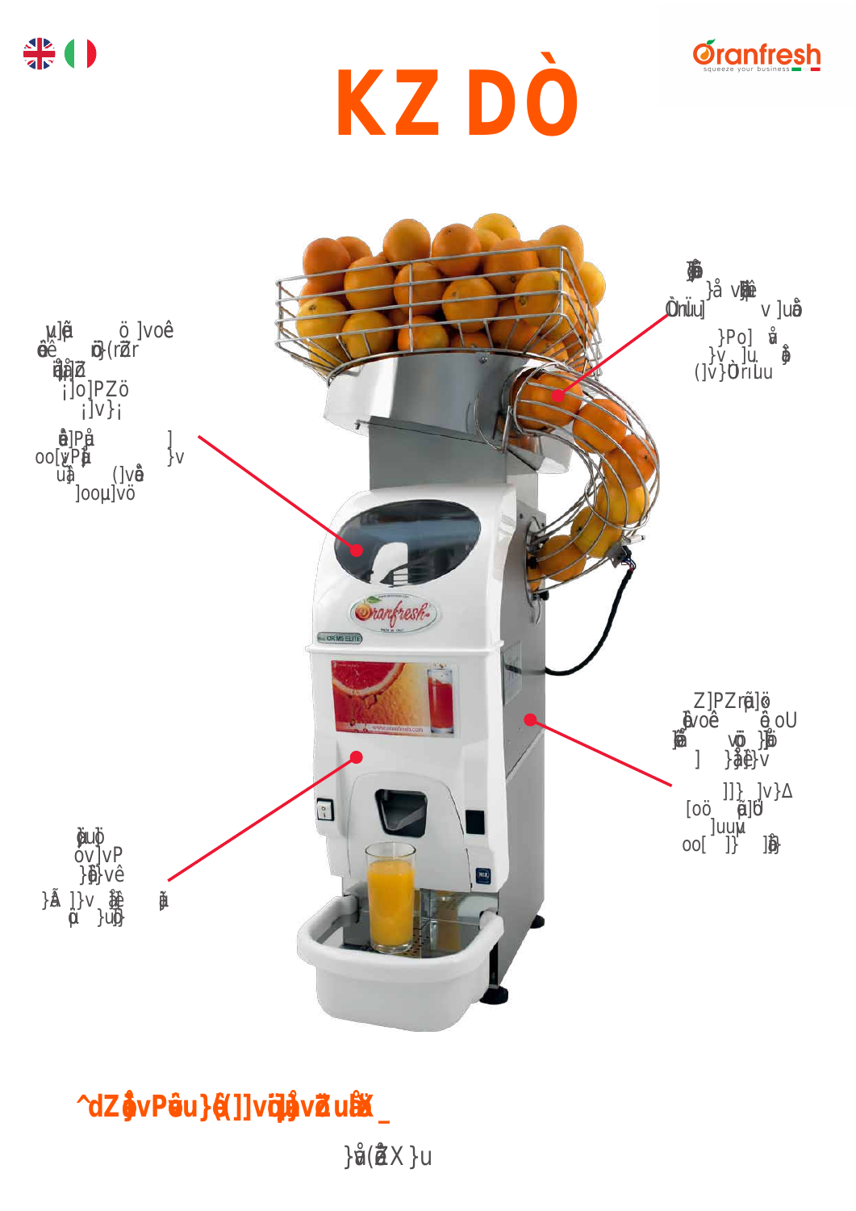# KZ DÒ

^dZ vPu}(]]vv uX_

}(X }u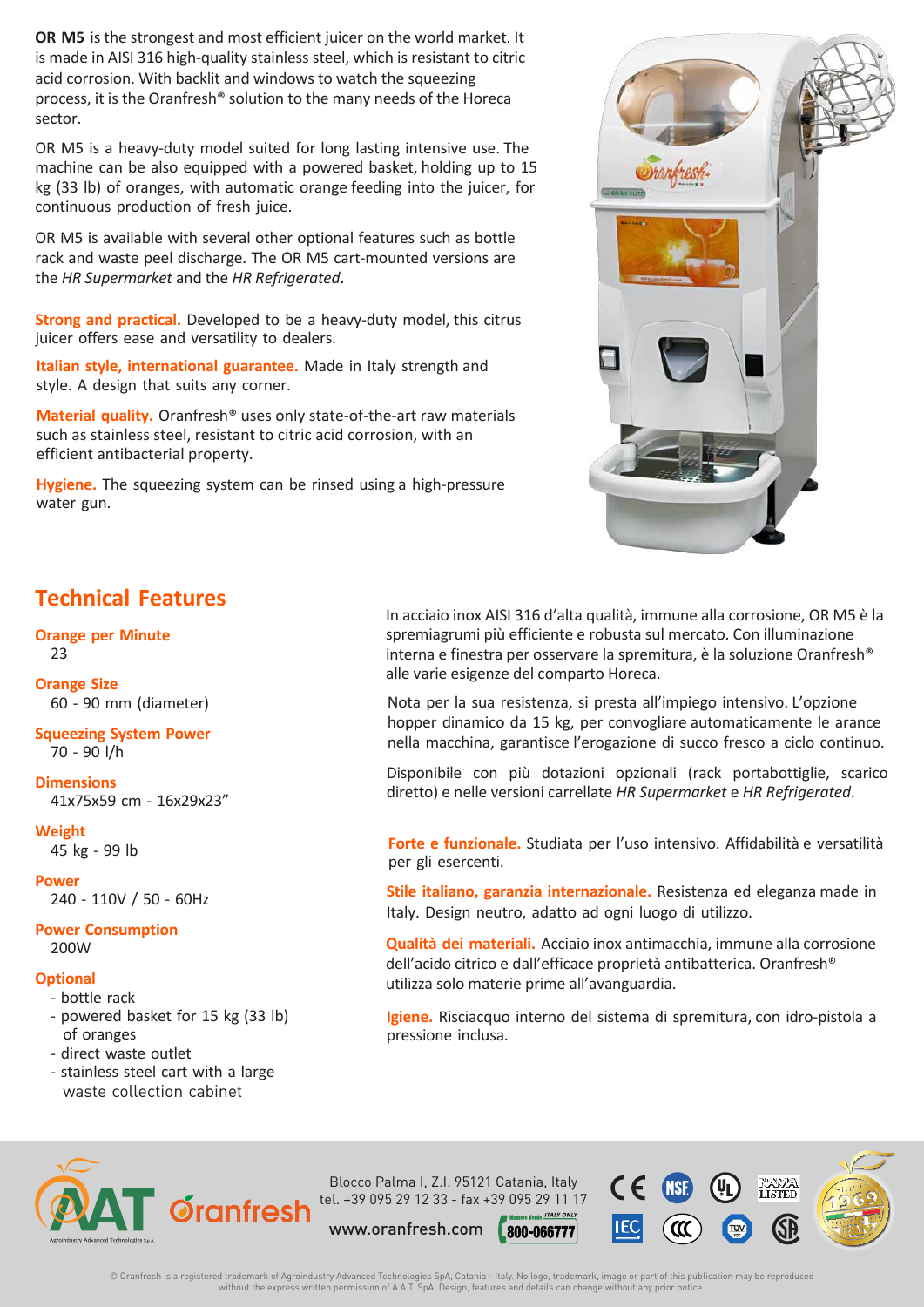**OR M5** is the strongest and most efficient juicer on the world market. It is made in AISI 316 high-quality stainless steel, which is resistant to citric acid corrosion. With backlit and windows to watch the squeezing process, it is the Oranfresh® solution to the many needs of the Horeca sector.

OR M5 is a heavy-duty model suited for long lasting intensive use. The machine can be also equipped with a powered basket, holding up to 15 kg (33 lb) of oranges, with automatic orange feeding into the juicer, for continuous production of fresh juice.

OR M5 is available with several other optional features such as bottle rack and waste peel discharge. The OR M5 cart-mounted versions are the *HR Supermarket* and the *HR Refrigerated*.

**Strong and practical.** Developed to be a heavy-duty model, this citrus juicer offers ease and versatility to dealers.

**Italian style, international guarantee.** Made in Italy strength and style. A design that suits any corner.

**Material quality.** Oranfresh® uses only state-of-the-art raw materials such as stainless steel, resistant to citric acid corrosion, with an efficient antibacterial property.

**Hygiene.** The squeezing system can be rinsed using a high-pressure water gun.

## Technical Features

**Orange per Minute**
23

**Orange Size**
60 - 90 mm (diameter)

**Squeezing System Power**
70 - 90 l/h

**Dimensions**
41x75x59 cm - 16x29x23"

**Weight**
45 kg - 99 lb

**Power**
240 - 110V / 50 - 60Hz

**Power Consumption**
200W

**Optional**
- bottle rack
- powered basket for 15 kg (33 lb) of oranges
- direct waste outlet
- stainless steel cart with a large waste collection cabinet

In acciaio inox AISI 316 d'alta qualità, immune alla corrosione, OR M5 è la spremiagrumi più efficiente e robusta sul mercato. Con illuminazione interna e finestra per osservare la spremitura, è la soluzione Oranfresh® alle varie esigenze del comparto Horeca.

Nota per la sua resistenza, si presta all'impiego intensivo. L'opzione hopper dinamico da 15 kg, per convogliare automaticamente le arance nella macchina, garantisce l'erogazione di succo fresco a ciclo continuo.

Disponibile con più dotazioni opzionali (rack portabottiglie, scarico diretto) e nelle versioni carrellate *HR Supermarket* e *HR Refrigerated*.

**Forte e funzionale.** Studiata per l'uso intensivo. Affidabilità e versatilità per gli esercenti.

**Stile italiano, garanzia internazionale.** Resistenza ed eleganza made in Italy. Design neutro, adatto ad ogni luogo di utilizzo.

**Qualità dei materiali.** Acciaio inox antimacchia, immune alla corrosione dell'acido citrico e dall'efficace proprietà antibatterica. Oranfresh® utilizza solo materie prime all'avanguardia.

**Igiene.** Risciacquo interno del sistema di spremitura, con idro-pistola a pressione inclusa.

AAT Agroindustry Advanced Technologies S.p.A. — Oranfresh

Blocco Palma I, Z.I. 95121 Catania, Italy
tel. +39 095 29 12 33 - fax +39 095 29 11 17
www.oranfresh.com
Numero Verde ITALY ONLY 800-066777

© Oranfresh is a registered trademark of Agroindustry Advanced Technologies SpA, Catania - Italy. No logo, trademark, image or part of this publication may be reproduced without the express written permission of A.A.T. SpA. Design, features and details can change without any prior notice.